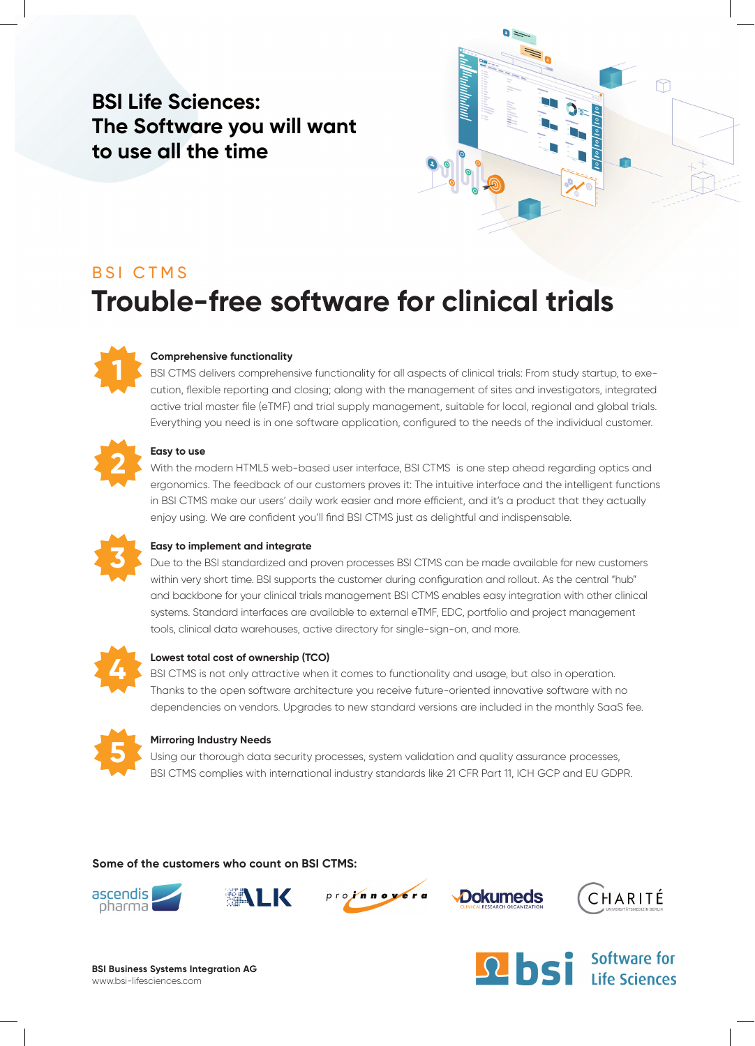# BSI Life Sciences: The Software you will want to use all the time

BSI CTMS

## Trouble-free software for clinical trials

**1**

**Comprehensive functionality**

BSI CTMS delivers comprehensive functionality for all aspects of clinical trials: From study startup, to execution, flexible reporting and closing; along with the management of sites and investigators, integrated active trial master file (eTMF) and trial supply management, suitable for local, regional and global trials. Everything you need is in one software application, configured to the needs of the individual customer.

**2**

**Easy to use**

With the modern HTML5 web-based user interface, BSI CTMS is one step ahead regarding optics and ergonomics. The feedback of our customers proves it: The intuitive interface and the intelligent functions in BSI CTMS make our users' daily work easier and more efficient, and it's a product that they actually enjoy using. We are confident you'll find BSI CTMS just as delightful and indispensable.

**3**

**Easy to implement and integrate**

Due to the BSI standardized and proven processes BSI CTMS can be made available for new customers within very short time. BSI supports the customer during configuration and rollout. As the central "hub" and backbone for your clinical trials management BSI CTMS enables easy integration with other clinical systems. Standard interfaces are available to external eTMF, EDC, portfolio and project management tools, clinical data warehouses, active directory for single-sign-on, and more.

**4**

**Lowest total cost of ownership (TCO)**

BSI CTMS is not only attractive when it comes to functionality and usage, but also in operation. Thanks to the open software architecture you receive future-oriented innovative software with no dependencies on vendors. Upgrades to new standard versions are included in the monthly SaaS fee.

**5**

**Mirroring Industry Needs**

Using our thorough data security processes, system validation and quality assurance processes, BSI CTMS complies with international industry standards like 21 CFR Part 11, ICH GCP and EU GDPR.

**Some of the customers who count on BSI CTMS:**

ascendis pharma · ALK · proinnovera · Dokumeds · CHARITÉ

**BSI Business Systems Integration AG**
www.bsi-lifesciences.com

bsi Software for Life Sciences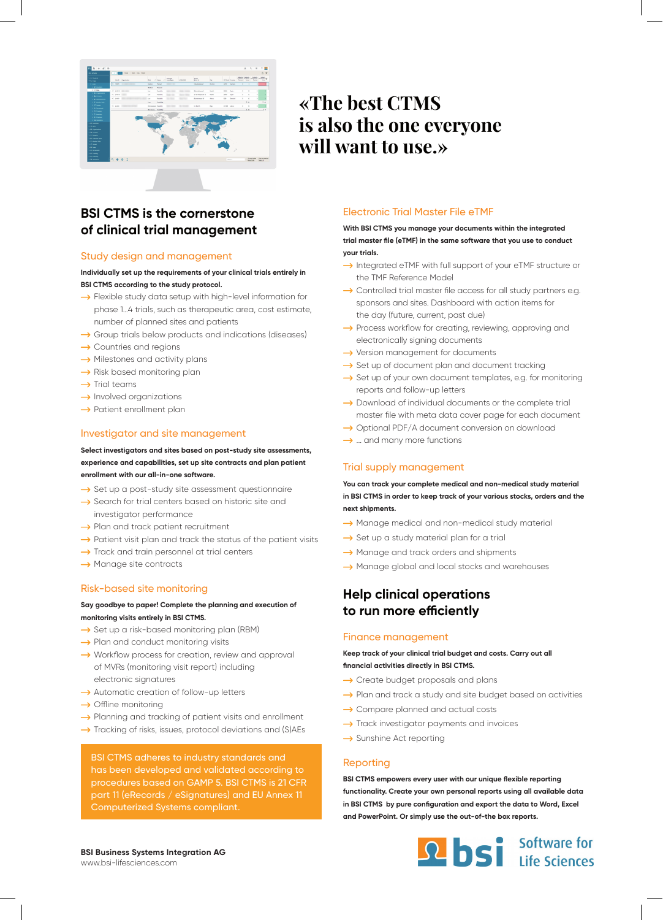«The best CTMS is also the one everyone will want to use.»

## BSI CTMS is the cornerstone of clinical trial management

### Study design and management

**Individually set up the requirements of your clinical trials entirely in BSI CTMS according to the study protocol.**

- Flexible study data setup with high-level information for phase 1...4 trials, such as therapeutic area, cost estimate, number of planned sites and patients
- Group trials below products and indications (diseases)
- Countries and regions
- Milestones and activity plans
- Risk based monitoring plan
- Trial teams
- Involved organizations
- Patient enrollment plan

### Investigator and site management

**Select investigators and sites based on post-study site assessments, experience and capabilities, set up site contracts and plan patient enrollment with our all-in-one software.**

- Set up a post-study site assessment questionnaire
- Search for trial centers based on historic site and investigator performance
- Plan and track patient recruitment
- Patient visit plan and track the status of the patient visits
- Track and train personnel at trial centers
- Manage site contracts

### Risk-based site monitoring

**Say goodbye to paper! Complete the planning and execution of monitoring visits entirely in BSI CTMS.**

- Set up a risk-based monitoring plan (RBM)
- Plan and conduct monitoring visits
- Workflow process for creation, review and approval of MVRs (monitoring visit report) including electronic signatures
- Automatic creation of follow-up letters
- Offline monitoring
- Planning and tracking of patient visits and enrollment
- Tracking of risks, issues, protocol deviations and (S)AEs

BSI CTMS adheres to industry standards and has been developed and validated according to procedures based on GAMP 5. BSI CTMS is 21 CFR part 11 (eRecords / eSignatures) and EU Annex 11 Computerized Systems compliant.

### Electronic Trial Master File eTMF

**With BSI CTMS you manage your documents within the integrated trial master file (eTMF) in the same software that you use to conduct your trials.**

- Integrated eTMF with full support of your eTMF structure or the TMF Reference Model
- Controlled trial master file access for all study partners e.g. sponsors and sites. Dashboard with action items for the day (future, current, past due)
- Process workflow for creating, reviewing, approving and electronically signing documents
- Version management for documents
- Set up of document plan and document tracking
- Set up of your own document templates, e.g. for monitoring reports and follow-up letters
- Download of individual documents or the complete trial master file with meta data cover page for each document
- Optional PDF/A document conversion on download
- ... and many more functions

### Trial supply management

**You can track your complete medical and non-medical study material in BSI CTMS in order to keep track of your various stocks, orders and the next shipments.**

- Manage medical and non-medical study material
- Set up a study material plan for a trial
- Manage and track orders and shipments
- Manage global and local stocks and warehouses

## Help clinical operations to run more efficiently

### Finance management

**Keep track of your clinical trial budget and costs. Carry out all financial activities directly in BSI CTMS.**

- Create budget proposals and plans
- Plan and track a study and site budget based on activities
- Compare planned and actual costs
- Track investigator payments and invoices
- Sunshine Act reporting

### Reporting

**BSI CTMS empowers every user with our unique flexible reporting functionality. Create your own personal reports using all available data in BSI CTMS by pure configuration and export the data to Word, Excel and PowerPoint. Or simply use the out-of-the box reports.**

**BSI Business Systems Integration AG**
www.bsi-lifesciences.com

bsi Software for Life Sciences